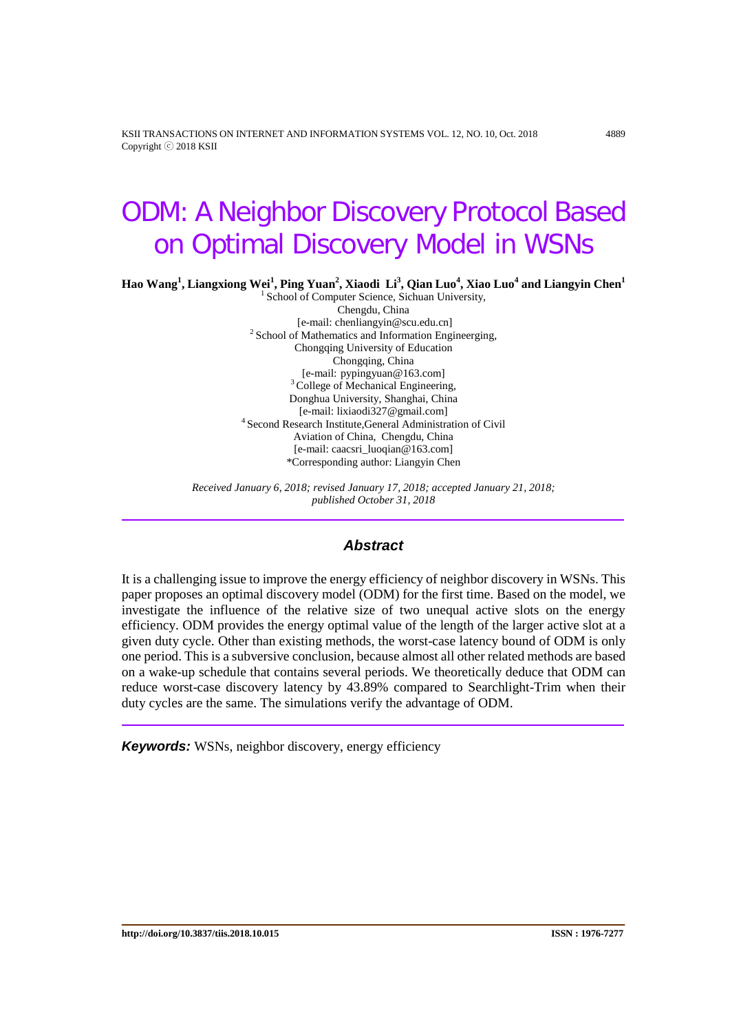# ODM: A Neighbor Discovery Protocol Based on Optimal Discovery Model in WSNs

**Hao Wang[1], Liangxiong Wei[1], Ping Yuan[2], Xiaodi Li[3], Qian Luo[4], Xiao Luo[4] and Liangyin Chen[1]**

[1] School of Computer Science, Sichuan University,
Chengdu, China
[e-mail: chenliangyin@scu.edu.cn]
[2] School of Mathematics and Information Engineerging,
Chongqing University of Education
Chongqing, China
[e-mail: pypingyuan@163.com]
[3] College of Mechanical Engineering,
Donghua University, Shanghai, China
[e-mail: lixiaodi327@gmail.com]
[4] Second Research Institute,General Administration of Civil
Aviation of China, Chengdu, China
[e-mail: caacsri_luoqian@163.com]
*Corresponding author: Liangyin Chen

*Received January 6, 2018; revised January 17, 2018; accepted January 21, 2018; published October 31, 2018*

---

## Abstract

It is a challenging issue to improve the energy efficiency of neighbor discovery in WSNs. This paper proposes an optimal discovery model (ODM) for the first time. Based on the model, we investigate the influence of the relative size of two unequal active slots on the energy efficiency. ODM provides the energy optimal value of the length of the larger active slot at a given duty cycle. Other than existing methods, the worst-case latency bound of ODM is only one period. This is a subversive conclusion, because almost all other related methods are based on a wake-up schedule that contains several periods. We theoretically deduce that ODM can reduce worst-case discovery latency by 43.89% compared to Searchlight-Trim when their duty cycles are the same. The simulations verify the advantage of ODM.

---

***Keywords:*** WSNs, neighbor discovery, energy efficiency

**http://doi.org/10.3837/tiis.2018.10.015** **ISSN : 1976-7277**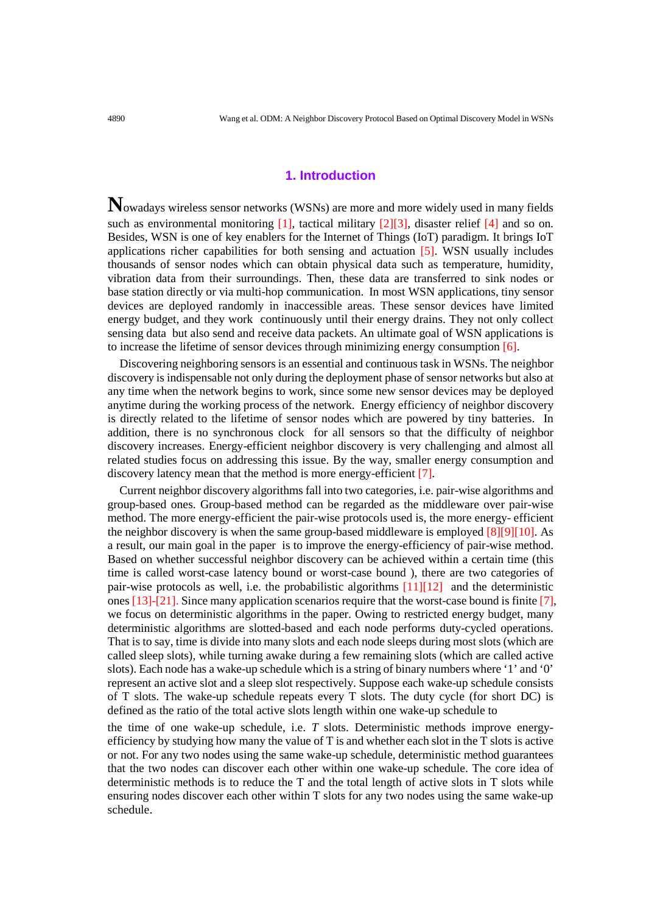## 1. Introduction

Nowadays wireless sensor networks (WSNs) are more and more widely used in many fields such as environmental monitoring [1], tactical military [2][3], disaster relief [4] and so on. Besides, WSN is one of key enablers for the Internet of Things (IoT) paradigm. It brings IoT applications richer capabilities for both sensing and actuation [5]. WSN usually includes thousands of sensor nodes which can obtain physical data such as temperature, humidity, vibration data from their surroundings. Then, these data are transferred to sink nodes or base station directly or via multi-hop communication. In most WSN applications, tiny sensor devices are deployed randomly in inaccessible areas. These sensor devices have limited energy budget, and they work continuously until their energy drains. They not only collect sensing data but also send and receive data packets. An ultimate goal of WSN applications is to increase the lifetime of sensor devices through minimizing energy consumption [6].

Discovering neighboring sensors is an essential and continuous task in WSNs. The neighbor discovery is indispensable not only during the deployment phase of sensor networks but also at any time when the network begins to work, since some new sensor devices may be deployed anytime during the working process of the network. Energy efficiency of neighbor discovery is directly related to the lifetime of sensor nodes which are powered by tiny batteries. In addition, there is no synchronous clock for all sensors so that the difficulty of neighbor discovery increases. Energy-efficient neighbor discovery is very challenging and almost all related studies focus on addressing this issue. By the way, smaller energy consumption and discovery latency mean that the method is more energy-efficient [7].

Current neighbor discovery algorithms fall into two categories, i.e. pair-wise algorithms and group-based ones. Group-based method can be regarded as the middleware over pair-wise method. The more energy-efficient the pair-wise protocols used is, the more energy- efficient the neighbor discovery is when the same group-based middleware is employed [8][9][10]. As a result, our main goal in the paper is to improve the energy-efficiency of pair-wise method. Based on whether successful neighbor discovery can be achieved within a certain time (this time is called worst-case latency bound or worst-case bound ), there are two categories of pair-wise protocols as well, i.e. the probabilistic algorithms [11][12] and the deterministic ones [13]-[21]. Since many application scenarios require that the worst-case bound is finite [7], we focus on deterministic algorithms in the paper. Owing to restricted energy budget, many deterministic algorithms are slotted-based and each node performs duty-cycled operations. That is to say, time is divide into many slots and each node sleeps during most slots (which are called sleep slots), while turning awake during a few remaining slots (which are called active slots). Each node has a wake-up schedule which is a string of binary numbers where '1' and '0' represent an active slot and a sleep slot respectively. Suppose each wake-up schedule consists of T slots. The wake-up schedule repeats every T slots. The duty cycle (for short DC) is defined as the ratio of the total active slots length within one wake-up schedule to the time of one wake-up schedule, i.e. $T$ slots. Deterministic methods improve energy-efficiency by studying how many the value of T is and whether each slot in the T slots is active or not. For any two nodes using the same wake-up schedule, deterministic method guarantees that the two nodes can discover each other within one wake-up schedule. The core idea of deterministic methods is to reduce the T and the total length of active slots in T slots while ensuring nodes discover each other within T slots for any two nodes using the same wake-up schedule.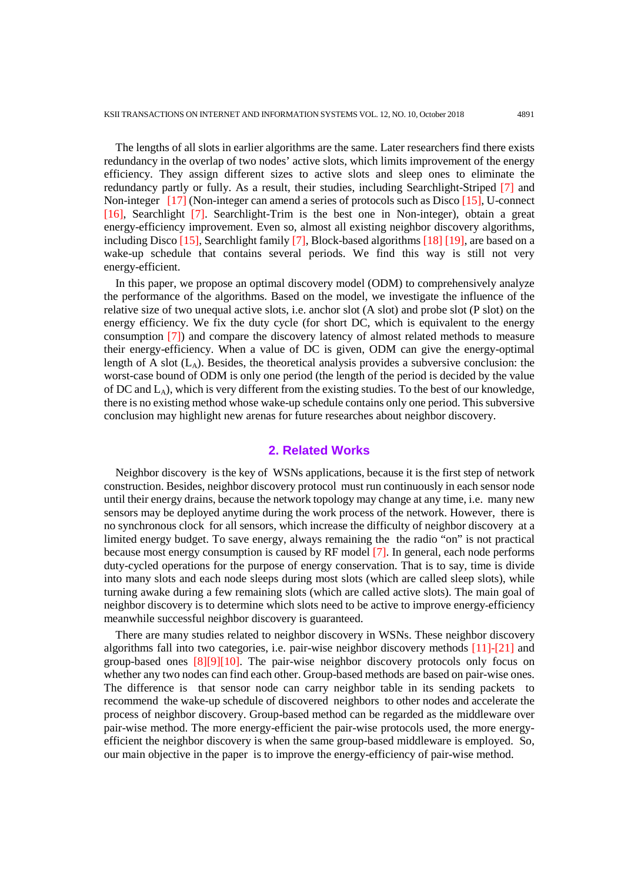The lengths of all slots in earlier algorithms are the same. Later researchers find there exists redundancy in the overlap of two nodes' active slots, which limits improvement of the energy efficiency. They assign different sizes to active slots and sleep ones to eliminate the redundancy partly or fully. As a result, their studies, including Searchlight-Striped [7] and Non-integer [17] (Non-integer can amend a series of protocols such as Disco [15], U-connect [16], Searchlight [7]. Searchlight-Trim is the best one in Non-integer), obtain a great energy-efficiency improvement. Even so, almost all existing neighbor discovery algorithms, including Disco [15], Searchlight family [7], Block-based algorithms [18] [19], are based on a wake-up schedule that contains several periods. We find this way is still not very energy-efficient.

In this paper, we propose an optimal discovery model (ODM) to comprehensively analyze the performance of the algorithms. Based on the model, we investigate the influence of the relative size of two unequal active slots, i.e. anchor slot (A slot) and probe slot (P slot) on the energy efficiency. We fix the duty cycle (for short DC, which is equivalent to the energy consumption [7]) and compare the discovery latency of almost related methods to measure their energy-efficiency. When a value of DC is given, ODM can give the energy-optimal length of A slot ($L_A$). Besides, the theoretical analysis provides a subversive conclusion: the worst-case bound of ODM is only one period (the length of the period is decided by the value of DC and $L_A$), which is very different from the existing studies. To the best of our knowledge, there is no existing method whose wake-up schedule contains only one period. This subversive conclusion may highlight new arenas for future researches about neighbor discovery.

## 2. Related Works

Neighbor discovery is the key of WSNs applications, because it is the first step of network construction. Besides, neighbor discovery protocol must run continuously in each sensor node until their energy drains, because the network topology may change at any time, i.e. many new sensors may be deployed anytime during the work process of the network. However, there is no synchronous clock for all sensors, which increase the difficulty of neighbor discovery at a limited energy budget. To save energy, always remaining the the radio "on" is not practical because most energy consumption is caused by RF model [7]. In general, each node performs duty-cycled operations for the purpose of energy conservation. That is to say, time is divide into many slots and each node sleeps during most slots (which are called sleep slots), while turning awake during a few remaining slots (which are called active slots). The main goal of neighbor discovery is to determine which slots need to be active to improve energy-efficiency meanwhile successful neighbor discovery is guaranteed.

There are many studies related to neighbor discovery in WSNs. These neighbor discovery algorithms fall into two categories, i.e. pair-wise neighbor discovery methods [11]-[21] and group-based ones [8][9][10]. The pair-wise neighbor discovery protocols only focus on whether any two nodes can find each other. Group-based methods are based on pair-wise ones. The difference is that sensor node can carry neighbor table in its sending packets to recommend the wake-up schedule of discovered neighbors to other nodes and accelerate the process of neighbor discovery. Group-based method can be regarded as the middleware over pair-wise method. The more energy-efficient the pair-wise protocols used, the more energy-efficient the neighbor discovery is when the same group-based middleware is employed. So, our main objective in the paper is to improve the energy-efficiency of pair-wise method.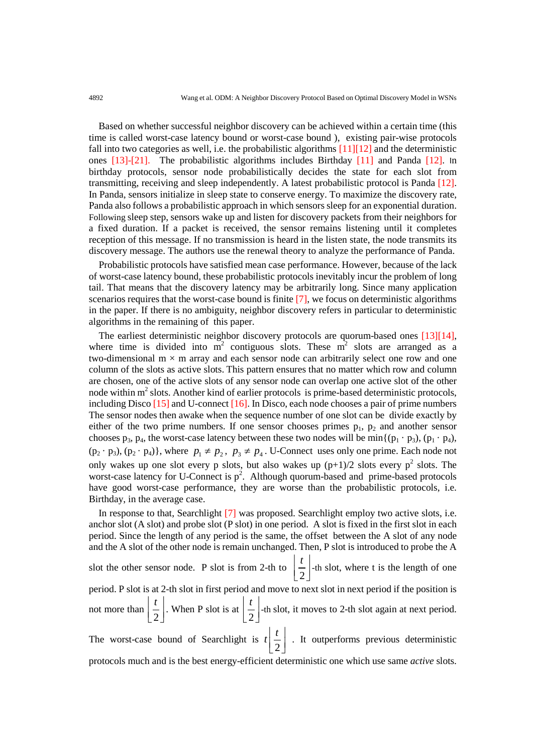Based on whether successful neighbor discovery can be achieved within a certain time (this time is called worst-case latency bound or worst-case bound ), existing pair-wise protocols fall into two categories as well, i.e. the probabilistic algorithms [11][12] and the deterministic ones [13]-[21]. The probabilistic algorithms includes Birthday [11] and Panda [12]. In birthday protocols, sensor node probabilistically decides the state for each slot from transmitting, receiving and sleep independently. A latest probabilistic protocol is Panda [12]. In Panda, sensors initialize in sleep state to conserve energy. To maximize the discovery rate, Panda also follows a probabilistic approach in which sensors sleep for an exponential duration. Following sleep step, sensors wake up and listen for discovery packets from their neighbors for a fixed duration. If a packet is received, the sensor remains listening until it completes reception of this message. If no transmission is heard in the listen state, the node transmits its discovery message. The authors use the renewal theory to analyze the performance of Panda.

Probabilistic protocols have satisfied mean case performance. However, because of the lack of worst-case latency bound, these probabilistic protocols inevitably incur the problem of long tail. That means that the discovery latency may be arbitrarily long. Since many application scenarios requires that the worst-case bound is finite [7], we focus on deterministic algorithms in the paper. If there is no ambiguity, neighbor discovery refers in particular to deterministic algorithms in the remaining of this paper.

The earliest deterministic neighbor discovery protocols are quorum-based ones [13][14], where time is divided into $m^2$ contiguous slots. These $m^2$ slots are arranged as a two-dimensional $m \times m$ array and each sensor node can arbitrarily select one row and one column of the slots as active slots. This pattern ensures that no matter which row and column are chosen, one of the active slots of any sensor node can overlap one active slot of the other node within $m^2$ slots. Another kind of earlier protocols is prime-based deterministic protocols, including Disco [15] and U-connect [16]. In Disco, each node chooses a pair of prime numbers The sensor nodes then awake when the sequence number of one slot can be divide exactly by either of the two prime numbers. If one sensor chooses primes $p_1$, $p_2$ and another sensor chooses $p_3$, $p_4$, the worst-case latency between these two nodes will be $\min\{(p_1 \cdot p_3), (p_1 \cdot p_4), (p_2 \cdot p_3), (p_2 \cdot p_4)\}$, where $p_1 \neq p_2$, $p_3 \neq p_4$. U-Connect uses only one prime. Each node not only wakes up one slot every p slots, but also wakes up $(p+1)/2$ slots every $p^2$ slots. The worst-case latency for U-Connect is $p^2$. Although quorum-based and prime-based protocols have good worst-case performance, they are worse than the probabilistic protocols, i.e. Birthday, in the average case.

In response to that, Searchlight [7] was proposed. Searchlight employ two active slots, i.e. anchor slot (A slot) and probe slot (P slot) in one period. A slot is fixed in the first slot in each period. Since the length of any period is the same, the offset between the A slot of any node and the A slot of the other node is remain unchanged. Then, P slot is introduced to probe the A slot the other sensor node. P slot is from 2-th to $\left\lfloor \frac{t}{2} \right\rfloor$-th slot, where t is the length of one period. P slot is at 2-th slot in first period and move to next slot in next period if the position is not more than $\left\lfloor \frac{t}{2} \right\rfloor$. When P slot is at $\left\lfloor \frac{t}{2} \right\rfloor$-th slot, it moves to 2-th slot again at next period. The worst-case bound of Searchlight is $t\left\lfloor \frac{t}{2} \right\rfloor$. It outperforms previous deterministic protocols much and is the best energy-efficient deterministic one which use same *active* slots.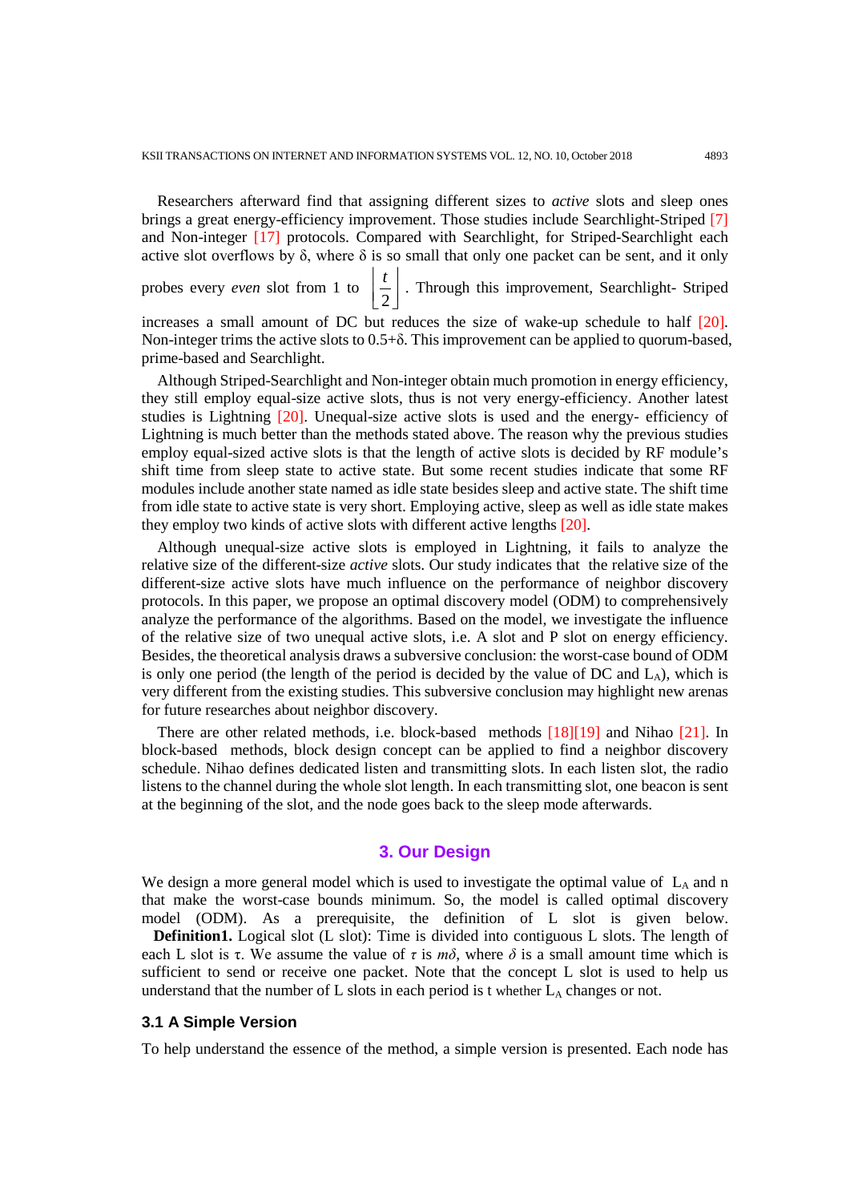Researchers afterward find that assigning different sizes to *active* slots and sleep ones brings a great energy-efficiency improvement. Those studies include Searchlight-Striped [7] and Non-integer [17] protocols. Compared with Searchlight, for Striped-Searchlight each active slot overflows by δ, where δ is so small that only one packet can be sent, and it only probes every *even* slot from 1 to $\left\lfloor \frac{t}{2} \right\rfloor$. Through this improvement, Searchlight- Striped increases a small amount of DC but reduces the size of wake-up schedule to half [20]. Non-integer trims the active slots to 0.5+δ. This improvement can be applied to quorum-based, prime-based and Searchlight.

Although Striped-Searchlight and Non-integer obtain much promotion in energy efficiency, they still employ equal-size active slots, thus is not very energy-efficiency. Another latest studies is Lightning [20]. Unequal-size active slots is used and the energy- efficiency of Lightning is much better than the methods stated above. The reason why the previous studies employ equal-sized active slots is that the length of active slots is decided by RF module's shift time from sleep state to active state. But some recent studies indicate that some RF modules include another state named as idle state besides sleep and active state. The shift time from idle state to active state is very short. Employing active, sleep as well as idle state makes they employ two kinds of active slots with different active lengths [20].

Although unequal-size active slots is employed in Lightning, it fails to analyze the relative size of the different-size *active* slots. Our study indicates that the relative size of the different-size active slots have much influence on the performance of neighbor discovery protocols. In this paper, we propose an optimal discovery model (ODM) to comprehensively analyze the performance of the algorithms. Based on the model, we investigate the influence of the relative size of two unequal active slots, i.e. A slot and P slot on energy efficiency. Besides, the theoretical analysis draws a subversive conclusion: the worst-case bound of ODM is only one period (the length of the period is decided by the value of DC and $L_A$), which is very different from the existing studies. This subversive conclusion may highlight new arenas for future researches about neighbor discovery.

There are other related methods, i.e. block-based methods [18][19] and Nihao [21]. In block-based methods, block design concept can be applied to find a neighbor discovery schedule. Nihao defines dedicated listen and transmitting slots. In each listen slot, the radio listens to the channel during the whole slot length. In each transmitting slot, one beacon is sent at the beginning of the slot, and the node goes back to the sleep mode afterwards.

## 3. Our Design

We design a more general model which is used to investigate the optimal value of $L_A$ and n that make the worst-case bounds minimum. So, the model is called optimal discovery model (ODM). As a prerequisite, the definition of L slot is given below.

**Definition1.** Logical slot (L slot): Time is divided into contiguous L slots. The length of each L slot is τ. We assume the value of $\tau$ is $m\delta$, where $\delta$ is a small amount time which is sufficient to send or receive one packet. Note that the concept L slot is used to help us understand that the number of L slots in each period is t whether $L_A$ changes or not.

### 3.1 A Simple Version

To help understand the essence of the method, a simple version is presented. Each node has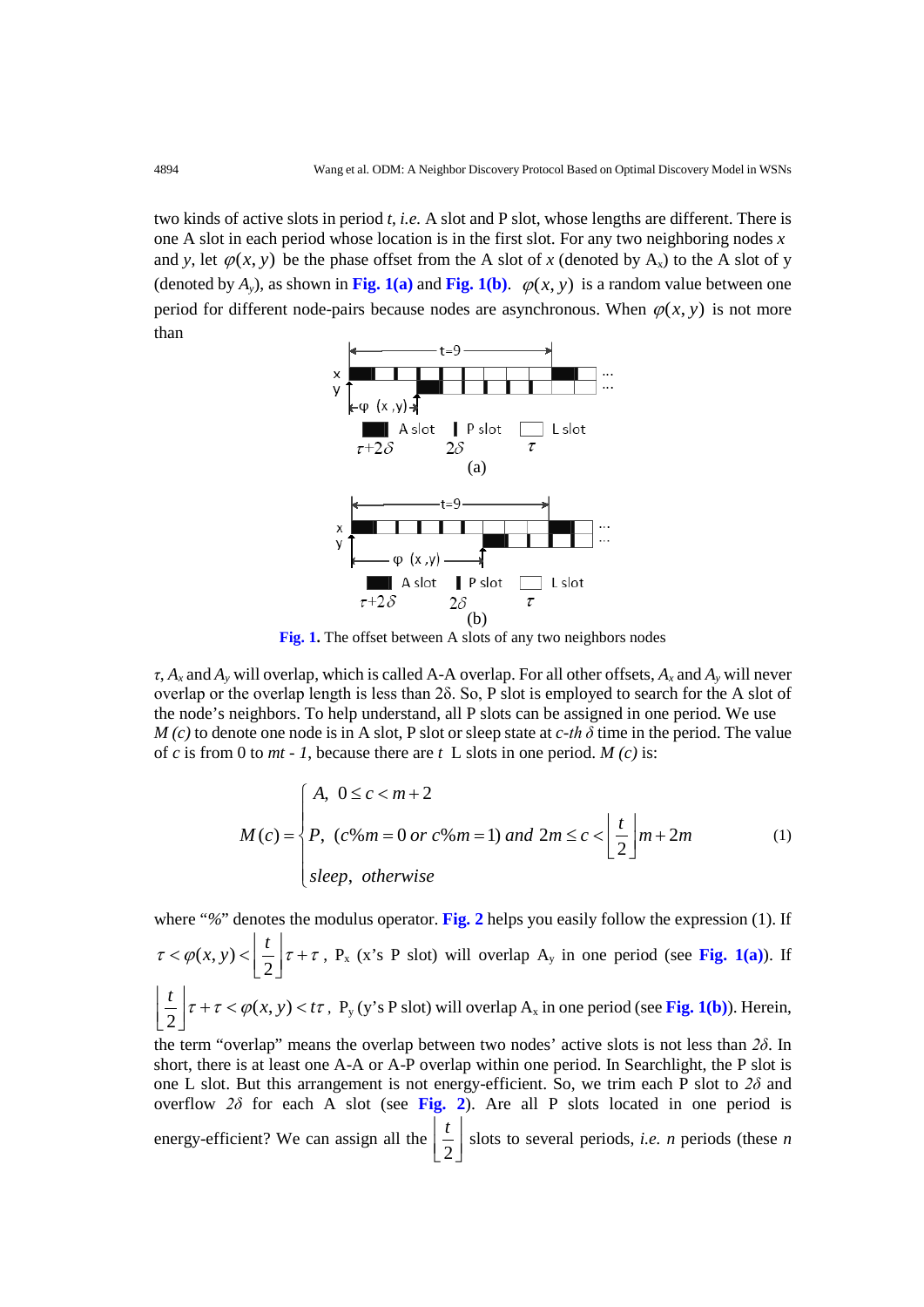two kinds of active slots in period $t$, *i.e.* A slot and P slot, whose lengths are different. There is one A slot in each period whose location is in the first slot. For any two neighboring nodes $x$ and $y$, let $\varphi(x, y)$ be the phase offset from the A slot of $x$ (denoted by $A_x$) to the A slot of y (denoted by $A_y$), as shown in **Fig. 1(a)** and **Fig. 1(b)**. $\varphi(x, y)$ is a random value between one period for different node-pairs because nodes are asynchronous. When $\varphi(x, y)$ is not more than

**Fig. 1.** The offset between A slots of any two neighbors nodes

$\tau$, $A_x$ and $A_y$ will overlap, which is called A-A overlap. For all other offsets, $A_x$ and $A_y$ will never overlap or the overlap length is less than $2\delta$. So, P slot is employed to search for the A slot of the node's neighbors. To help understand, all P slots can be assigned in one period. We use $M(c)$ to denote one node is in A slot, P slot or sleep state at $c$-th $\delta$ time in the period. The value of $c$ is from 0 to $mt - 1$, because there are $t$ L slots in one period. $M(c)$ is:

$$M(c) = \begin{cases} A, & 0 \le c < m+2 \\ P, & (c\%m = 0 \text{ or } c\%m = 1) \text{ and } 2m \le c < \left\lfloor \frac{t}{2} \right\rfloor m + 2m \\ sleep, & otherwise \end{cases} \tag{1}$$

where "%" denotes the modulus operator. **Fig. 2** helps you easily follow the expression (1). If $\tau < \varphi(x, y) < \left\lfloor \frac{t}{2} \right\rfloor \tau + \tau$, $P_x$ (x's P slot) will overlap $A_y$ in one period (see **Fig. 1(a)**). If $\left\lfloor \frac{t}{2} \right\rfloor \tau + \tau < \varphi(x, y) < t\tau$, $P_y$ (y's P slot) will overlap $A_x$ in one period (see **Fig. 1(b)**). Herein, the term "overlap" means the overlap between two nodes' active slots is not less than $2\delta$. In short, there is at least one A-A or A-P overlap within one period. In Searchlight, the P slot is one L slot. But this arrangement is not energy-efficient. So, we trim each P slot to $2\delta$ and overflow $2\delta$ for each A slot (see **Fig. 2**). Are all P slots located in one period is energy-efficient? We can assign all the $\left\lfloor \frac{t}{2} \right\rfloor$ slots to several periods, *i.e.* $n$ periods (these $n$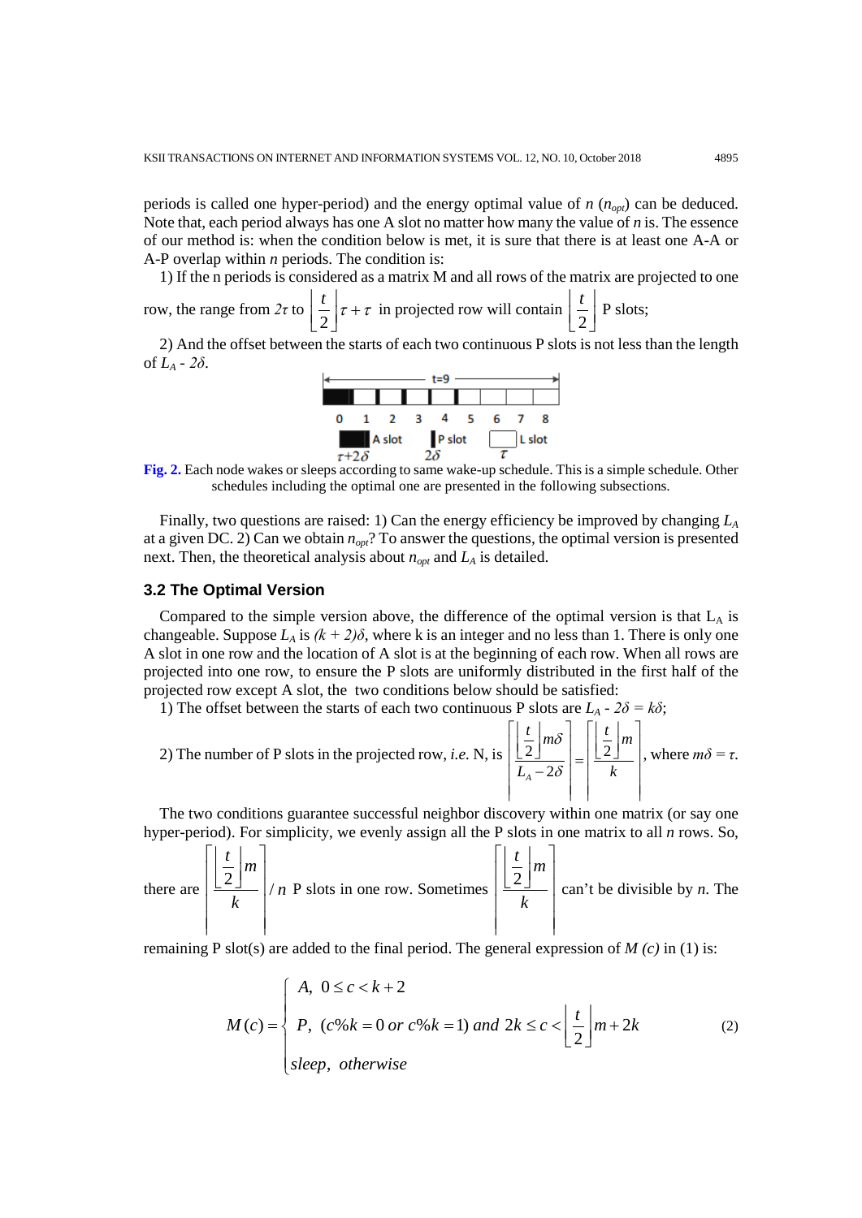periods is called one hyper-period) and the energy optimal value of $n$ ($n_{opt}$) can be deduced. Note that, each period always has one A slot no matter how many the value of $n$ is. The essence of our method is: when the condition below is met, it is sure that there is at least one A-A or A-P overlap within $n$ periods. The condition is:

1) If the n periods is considered as a matrix M and all rows of the matrix are projected to one row, the range from $2\tau$ to $\left\lfloor \frac{t}{2} \right\rfloor \tau + \tau$ in projected row will contain $\left\lfloor \frac{t}{2} \right\rfloor$ P slots;

2) And the offset between the starts of each two continuous P slots is not less than the length of $L_A$ - $2\delta$.

Fig. 2. Each node wakes or sleeps according to same wake-up schedule. This is a simple schedule. Other schedules including the optimal one are presented in the following subsections.

Finally, two questions are raised: 1) Can the energy efficiency be improved by changing $L_A$ at a given DC. 2) Can we obtain $n_{opt}$? To answer the questions, the optimal version is presented next. Then, the theoretical analysis about $n_{opt}$ and $L_A$ is detailed.

### 3.2 The Optimal Version

Compared to the simple version above, the difference of the optimal version is that $L_A$ is changeable. Suppose $L_A$ is $(k + 2)\delta$, where k is an integer and no less than 1. There is only one A slot in one row and the location of A slot is at the beginning of each row. When all rows are projected into one row, to ensure the P slots are uniformly distributed in the first half of the projected row except A slot, the two conditions below should be satisfied:

1) The offset between the starts of each two continuous P slots are $L_A$ - $2\delta$ = $k\delta$;

2) The number of P slots in the projected row, *i.e.* N, is $\left\lceil \frac{\left\lfloor \frac{t}{2} \right\rfloor m\delta}{L_A - 2\delta} \right\rceil = \left\lceil \frac{\left\lfloor \frac{t}{2} \right\rfloor m}{k} \right\rceil$, where $m\delta = \tau$.

The two conditions guarantee successful neighbor discovery within one matrix (or say one hyper-period). For simplicity, we evenly assign all the P slots in one matrix to all $n$ rows. So, there are $\left\lceil \frac{\left\lfloor \frac{t}{2} \right\rfloor m}{k} \right\rceil / n$ P slots in one row. Sometimes $\left\lceil \frac{\left\lfloor \frac{t}{2} \right\rfloor m}{k} \right\rceil$ can't be divisible by $n$. The remaining P slot(s) are added to the final period. The general expression of $M(c)$ in (1) is:

$$M(c) = \begin{cases} A, \ 0 \le c < k+2 \\ P, \ (c\%k = 0 \ or \ c\%k = 1) \ and \ 2k \le c < \left\lfloor \frac{t}{2} \right\rfloor m + 2k \\ sleep, \ otherwise \end{cases} \tag{2}$$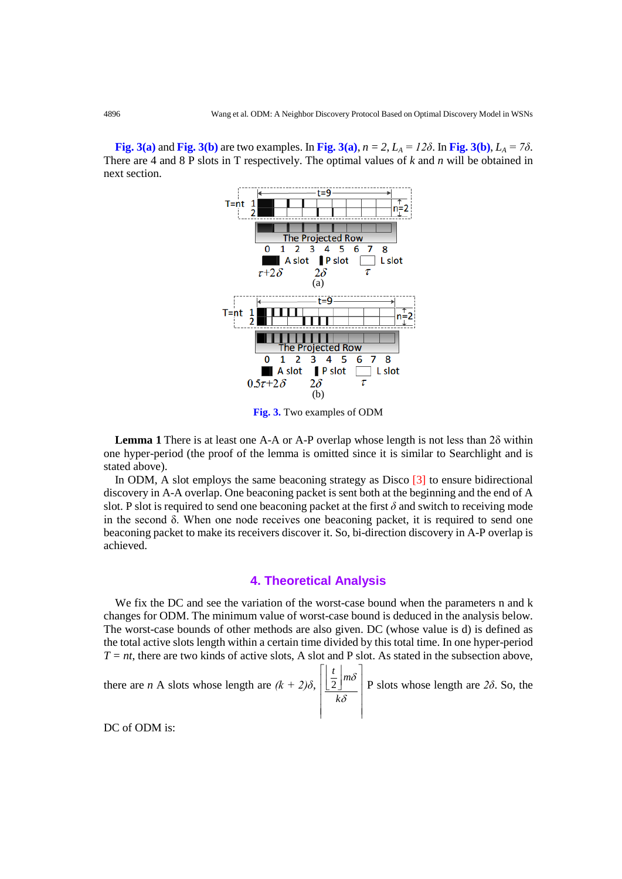**Fig. 3(a)** and **Fig. 3(b)** are two examples. In **Fig. 3(a)**, $n = 2$, $L_A = 12\delta$. In **Fig. 3(b)**, $L_A = 7\delta$. There are 4 and 8 P slots in T respectively. The optimal values of $k$ and $n$ will be obtained in next section.

**Fig. 3.** Two examples of ODM

**Lemma 1** There is at least one A-A or A-P overlap whose length is not less than 2δ within one hyper-period (the proof of the lemma is omitted since it is similar to Searchlight and is stated above).

In ODM, A slot employs the same beaconing strategy as Disco [3] to ensure bidirectional discovery in A-A overlap. One beaconing packet is sent both at the beginning and the end of A slot. P slot is required to send one beaconing packet at the first $\delta$ and switch to receiving mode in the second δ. When one node receives one beaconing packet, it is required to send one beaconing packet to make its receivers discover it. So, bi-direction discovery in A-P overlap is achieved.

## 4. Theoretical Analysis

We fix the DC and see the variation of the worst-case bound when the parameters n and k changes for ODM. The minimum value of worst-case bound is deduced in the analysis below. The worst-case bounds of other methods are also given. DC (whose value is d) is defined as the total active slots length within a certain time divided by this total time. In one hyper-period $T = nt$, there are two kinds of active slots, A slot and P slot. As stated in the subsection above, there are $n$ A slots whose length are $(k + 2)\delta$, $\left\lceil \frac{\left\lfloor \frac{t}{2} \right\rfloor m\delta}{k\delta} \right\rceil$ P slots whose length are $2\delta$. So, the DC of ODM is: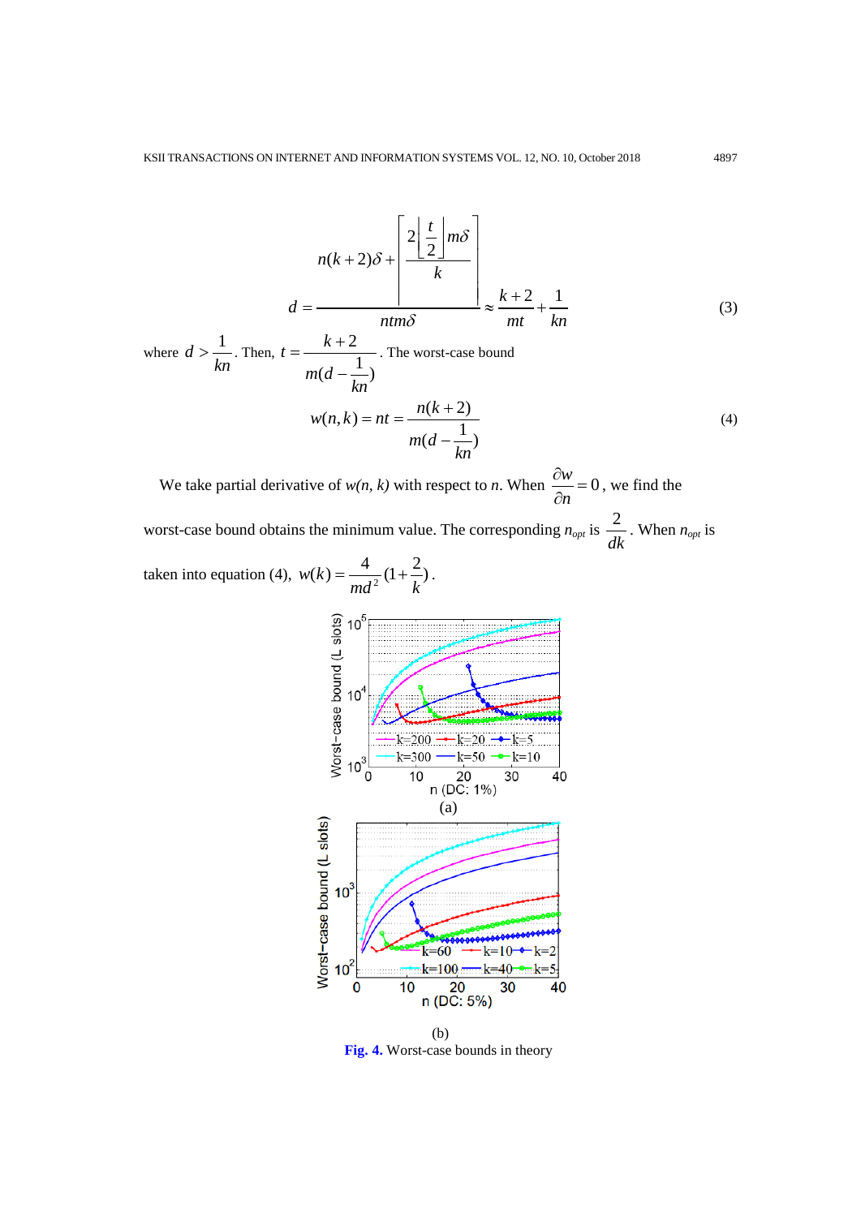$$d = \frac{n(k+2)\delta + \left\lceil \frac{2\left\lfloor \frac{t}{2} \right\rfloor m\delta}{k} \right\rceil}{ntm\delta} \approx \frac{k+2}{mt} + \frac{1}{kn} \tag{3}$$

where $d > \frac{1}{kn}$. Then, $t = \frac{k+2}{m(d - \frac{1}{kn})}$. The worst-case bound

$$w(n,k) = nt = \frac{n(k+2)}{m(d - \frac{1}{kn})} \tag{4}$$

We take partial derivative of $w(n, k)$ with respect to $n$. When $\frac{\partial w}{\partial n} = 0$, we find the worst-case bound obtains the minimum value. The corresponding $n_{opt}$ is $\frac{2}{dk}$. When $n_{opt}$ is taken into equation (4), $w(k) = \frac{4}{md^2}(1 + \frac{2}{k})$.

(a)

(b)

**Fig. 4.** Worst-case bounds in theory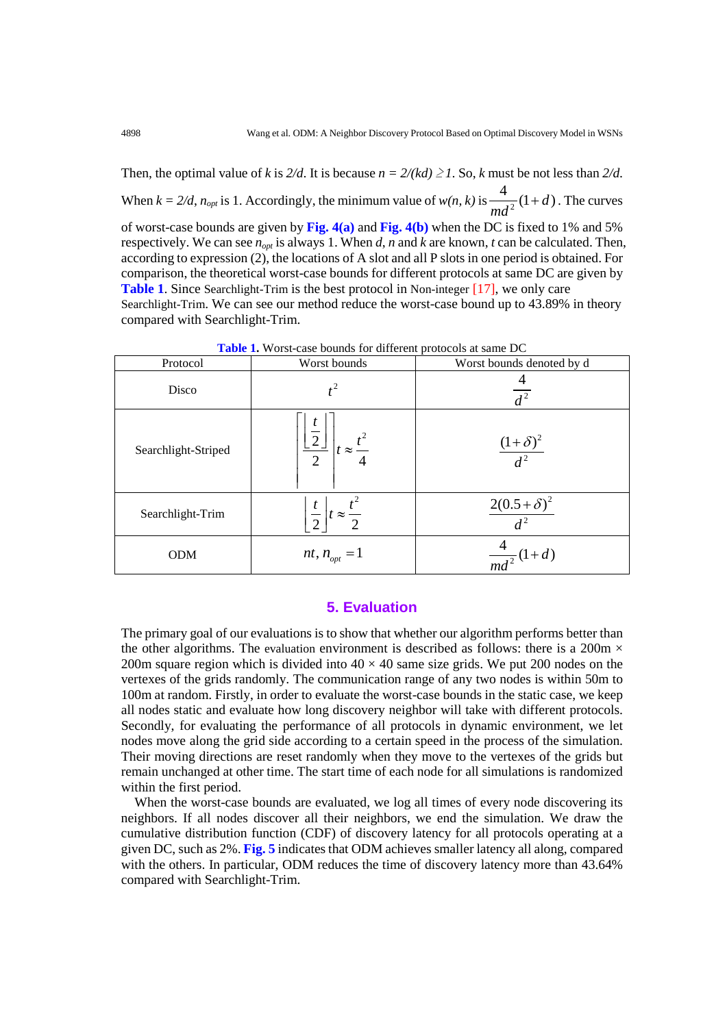Then, the optimal value of $k$ is $2/d$. It is because $n = 2/(kd) \geq 1$. So, $k$ must be not less than $2/d$. When $k = 2/d$, $n_{opt}$ is 1. Accordingly, the minimum value of $w(n, k)$ is $\frac{4}{md^2}(1+d)$. The curves of worst-case bounds are given by **Fig. 4(a)** and **Fig. 4(b)** when the DC is fixed to 1% and 5% respectively. We can see $n_{opt}$ is always 1. When $d$, $n$ and $k$ are known, $t$ can be calculated. Then, according to expression (2), the locations of A slot and all P slots in one period is obtained. For comparison, the theoretical worst-case bounds for different protocols at same DC are given by **Table 1**. Since Searchlight-Trim is the best protocol in Non-integer [17], we only care Searchlight-Trim. We can see our method reduce the worst-case bound up to 43.89% in theory compared with Searchlight-Trim.

**Table 1.** Worst-case bounds for different protocols at same DC

| Protocol | Worst bounds | Worst bounds denoted by d |
|---|---|---|
| Disco | $t^2$ | $\frac{4}{d^2}$ |
| Searchlight-Striped | $\left\lceil \frac{\left\lfloor \frac{t}{2} \right\rfloor}{2} \right\rceil t \approx \frac{t^2}{4}$ | $\frac{(1+\delta)^2}{d^2}$ |
| Searchlight-Trim | $\left\lfloor \frac{t}{2} \right\rfloor t \approx \frac{t^2}{2}$ | $\frac{2(0.5+\delta)^2}{d^2}$ |
| ODM | $nt, n_{opt} = 1$ | $\frac{4}{md^2}(1+d)$ |

## 5. Evaluation

The primary goal of our evaluations is to show that whether our algorithm performs better than the other algorithms. The evaluation environment is described as follows: there is a 200m × 200m square region which is divided into 40 × 40 same size grids. We put 200 nodes on the vertexes of the grids randomly. The communication range of any two nodes is within 50m to 100m at random. Firstly, in order to evaluate the worst-case bounds in the static case, we keep all nodes static and evaluate how long discovery neighbor will take with different protocols. Secondly, for evaluating the performance of all protocols in dynamic environment, we let nodes move along the grid side according to a certain speed in the process of the simulation. Their moving directions are reset randomly when they move to the vertexes of the grids but remain unchanged at other time. The start time of each node for all simulations is randomized within the first period.

When the worst-case bounds are evaluated, we log all times of every node discovering its neighbors. If all nodes discover all their neighbors, we end the simulation. We draw the cumulative distribution function (CDF) of discovery latency for all protocols operating at a given DC, such as 2%. **Fig. 5** indicates that ODM achieves smaller latency all along, compared with the others. In particular, ODM reduces the time of discovery latency more than 43.64% compared with Searchlight-Trim.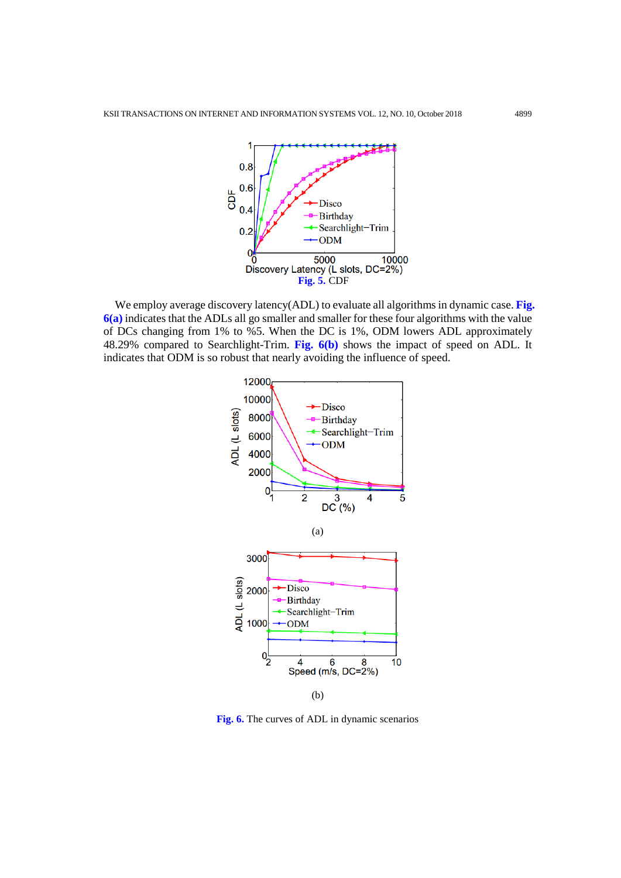Fig. 5. CDF

We employ average discovery latency(ADL) to evaluate all algorithms in dynamic case. **Fig. 6(a)** indicates that the ADLs all go smaller and smaller for these four algorithms with the value of DCs changing from 1% to %5. When the DC is 1%, ODM lowers ADL approximately 48.29% compared to Searchlight-Trim. **Fig. 6(b)** shows the impact of speed on ADL. It indicates that ODM is so robust that nearly avoiding the influence of speed.

(a)

(b)

Fig. 6. The curves of ADL in dynamic scenarios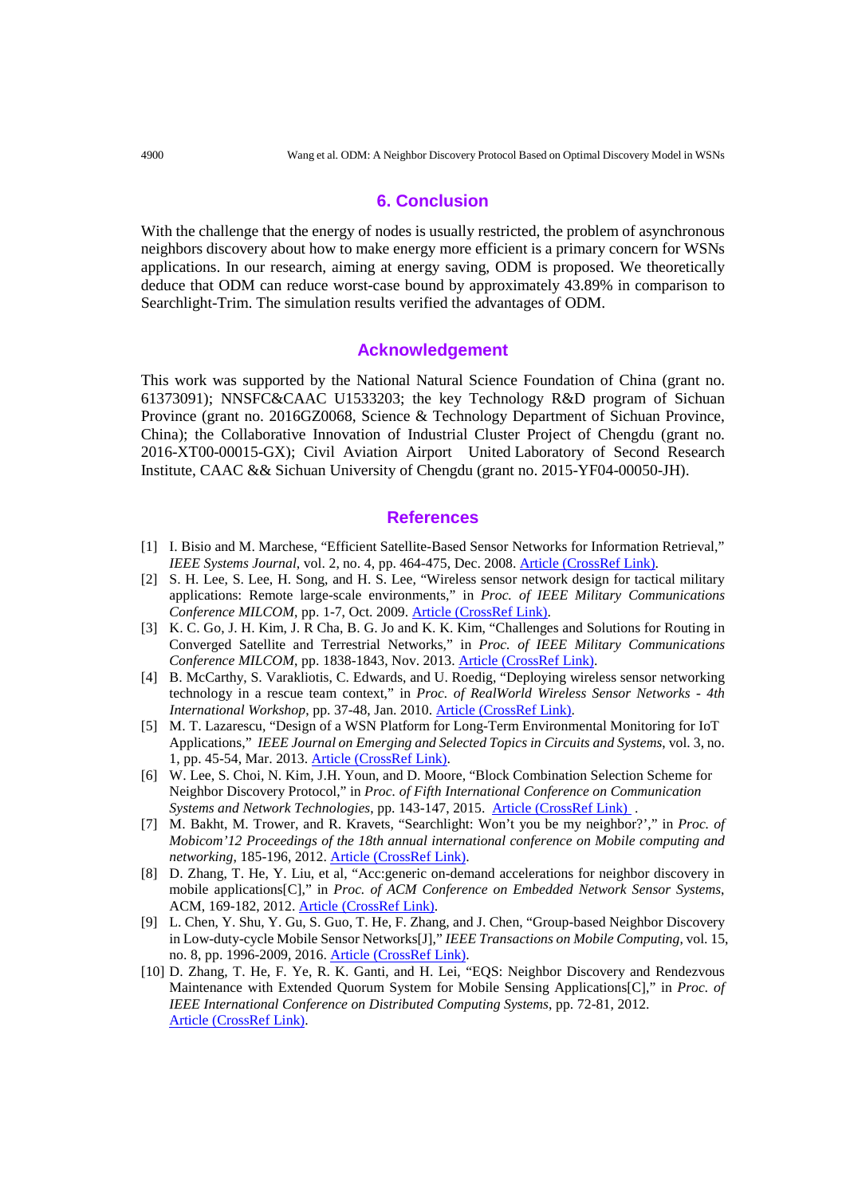## 6. Conclusion

With the challenge that the energy of nodes is usually restricted, the problem of asynchronous neighbors discovery about how to make energy more efficient is a primary concern for WSNs applications. In our research, aiming at energy saving, ODM is proposed. We theoretically deduce that ODM can reduce worst-case bound by approximately 43.89% in comparison to Searchlight-Trim. The simulation results verified the advantages of ODM.

## Acknowledgement

This work was supported by the National Natural Science Foundation of China (grant no. 61373091); NNSFC&CAAC U1533203; the key Technology R&D program of Sichuan Province (grant no. 2016GZ0068, Science & Technology Department of Sichuan Province, China); the Collaborative Innovation of Industrial Cluster Project of Chengdu (grant no. 2016-XT00-00015-GX); Civil Aviation Airport United Laboratory of Second Research Institute, CAAC && Sichuan University of Chengdu (grant no. 2015-YF04-00050-JH).

## References

[1] I. Bisio and M. Marchese, "Efficient Satellite-Based Sensor Networks for Information Retrieval," *IEEE Systems Journal*, vol. 2, no. 4, pp. 464-475, Dec. 2008. Article (CrossRef Link).

[2] S. H. Lee, S. Lee, H. Song, and H. S. Lee, "Wireless sensor network design for tactical military applications: Remote large-scale environments," in *Proc. of IEEE Military Communications Conference MILCOM*, pp. 1-7, Oct. 2009. Article (CrossRef Link).

[3] K. C. Go, J. H. Kim, J. R Cha, B. G. Jo and K. K. Kim, "Challenges and Solutions for Routing in Converged Satellite and Terrestrial Networks," in *Proc. of IEEE Military Communications Conference MILCOM*, pp. 1838-1843, Nov. 2013. Article (CrossRef Link).

[4] B. McCarthy, S. Varakliotis, C. Edwards, and U. Roedig, "Deploying wireless sensor networking technology in a rescue team context," in *Proc. of RealWorld Wireless Sensor Networks - 4th International Workshop*, pp. 37-48, Jan. 2010. Article (CrossRef Link).

[5] M. T. Lazarescu, "Design of a WSN Platform for Long-Term Environmental Monitoring for IoT Applications," *IEEE Journal on Emerging and Selected Topics in Circuits and Systems*, vol. 3, no. 1, pp. 45-54, Mar. 2013. Article (CrossRef Link).

[6] W. Lee, S. Choi, N. Kim, J.H. Youn, and D. Moore, "Block Combination Selection Scheme for Neighbor Discovery Protocol," in *Proc. of Fifth International Conference on Communication Systems and Network Technologies*, pp. 143-147, 2015. Article (CrossRef Link) .

[7] M. Bakht, M. Trower, and R. Kravets, "Searchlight: Won't you be my neighbor?'," in *Proc. of Mobicom'12 Proceedings of the 18th annual international conference on Mobile computing and networking*, 185-196, 2012. Article (CrossRef Link).

[8] D. Zhang, T. He, Y. Liu, et al, "Acc:generic on-demand accelerations for neighbor discovery in mobile applications[C]," in *Proc. of ACM Conference on Embedded Network Sensor Systems*, ACM, 169-182, 2012. Article (CrossRef Link).

[9] L. Chen, Y. Shu, Y. Gu, S. Guo, T. He, F. Zhang, and J. Chen, "Group-based Neighbor Discovery in Low-duty-cycle Mobile Sensor Networks[J]," *IEEE Transactions on Mobile Computing*, vol. 15, no. 8, pp. 1996-2009, 2016. Article (CrossRef Link).

[10] D. Zhang, T. He, F. Ye, R. K. Ganti, and H. Lei, "EQS: Neighbor Discovery and Rendezvous Maintenance with Extended Quorum System for Mobile Sensing Applications[C]," in *Proc. of IEEE International Conference on Distributed Computing Systems*, pp. 72-81, 2012. Article (CrossRef Link).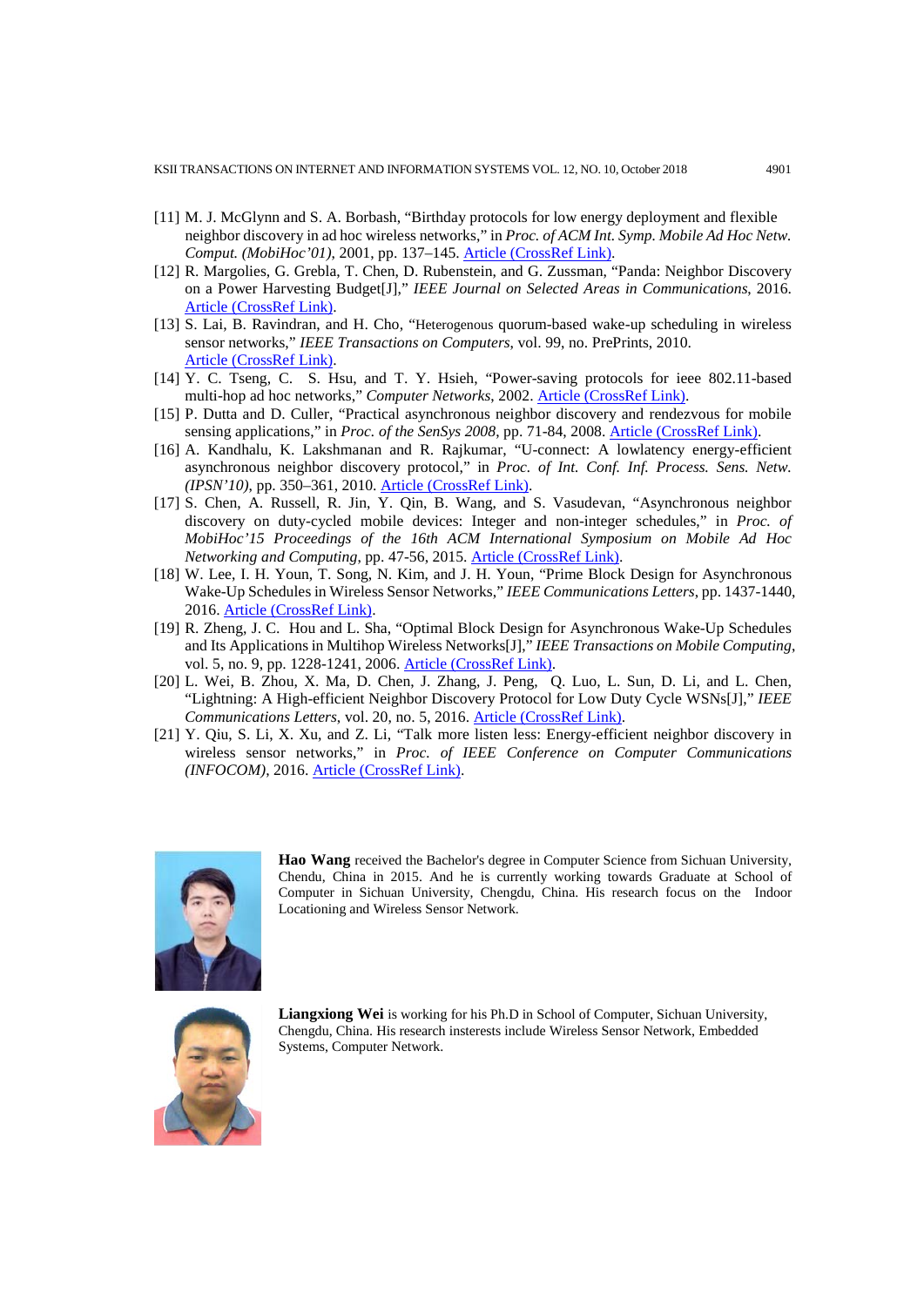[11] M. J. McGlynn and S. A. Borbash, "Birthday protocols for low energy deployment and flexible neighbor discovery in ad hoc wireless networks," in *Proc. of ACM Int. Symp. Mobile Ad Hoc Netw. Comput. (MobiHoc'01)*, 2001, pp. 137–145. Article (CrossRef Link).

[12] R. Margolies, G. Grebla, T. Chen, D. Rubenstein, and G. Zussman, "Panda: Neighbor Discovery on a Power Harvesting Budget[J]," *IEEE Journal on Selected Areas in Communications*, 2016. Article (CrossRef Link).

[13] S. Lai, B. Ravindran, and H. Cho, "Heterogenous quorum-based wake-up scheduling in wireless sensor networks," *IEEE Transactions on Computers*, vol. 99, no. PrePrints, 2010. Article (CrossRef Link).

[14] Y. C. Tseng, C. S. Hsu, and T. Y. Hsieh, "Power-saving protocols for ieee 802.11-based multi-hop ad hoc networks," *Computer Networks*, 2002. Article (CrossRef Link).

[15] P. Dutta and D. Culler, "Practical asynchronous neighbor discovery and rendezvous for mobile sensing applications," in *Proc. of the SenSys 2008*, pp. 71-84, 2008. Article (CrossRef Link).

[16] A. Kandhalu, K. Lakshmanan and R. Rajkumar, "U-connect: A lowlatency energy-efficient asynchronous neighbor discovery protocol," in *Proc. of Int. Conf. Inf. Process. Sens. Netw. (IPSN'10)*, pp. 350–361, 2010. Article (CrossRef Link).

[17] S. Chen, A. Russell, R. Jin, Y. Qin, B. Wang, and S. Vasudevan, "Asynchronous neighbor discovery on duty-cycled mobile devices: Integer and non-integer schedules," in *Proc. of MobiHoc'15 Proceedings of the 16th ACM International Symposium on Mobile Ad Hoc Networking and Computing*, pp. 47-56, 2015. Article (CrossRef Link).

[18] W. Lee, I. H. Youn, T. Song, N. Kim, and J. H. Youn, "Prime Block Design for Asynchronous Wake-Up Schedules in Wireless Sensor Networks," *IEEE Communications Letters*, pp. 1437-1440, 2016. Article (CrossRef Link).

[19] R. Zheng, J. C. Hou and L. Sha, "Optimal Block Design for Asynchronous Wake-Up Schedules and Its Applications in Multihop Wireless Networks[J]," *IEEE Transactions on Mobile Computing*, vol. 5, no. 9, pp. 1228-1241, 2006. Article (CrossRef Link).

[20] L. Wei, B. Zhou, X. Ma, D. Chen, J. Zhang, J. Peng, Q. Luo, L. Sun, D. Li, and L. Chen, "Lightning: A High-efficient Neighbor Discovery Protocol for Low Duty Cycle WSNs[J]," *IEEE Communications Letters*, vol. 20, no. 5, 2016. Article (CrossRef Link).

[21] Y. Qiu, S. Li, X. Xu, and Z. Li, "Talk more listen less: Energy-efficient neighbor discovery in wireless sensor networks," in *Proc. of IEEE Conference on Computer Communications (INFOCOM)*, 2016. Article (CrossRef Link).

**Hao Wang** received the Bachelor's degree in Computer Science from Sichuan University, Chendu, China in 2015. And he is currently working towards Graduate at School of Computer in Sichuan University, Chengdu, China. His research focus on the Indoor Locationing and Wireless Sensor Network.

**Liangxiong Wei** is working for his Ph.D in School of Computer, Sichuan University, Chengdu, China. His research insterests include Wireless Sensor Network, Embedded Systems, Computer Network.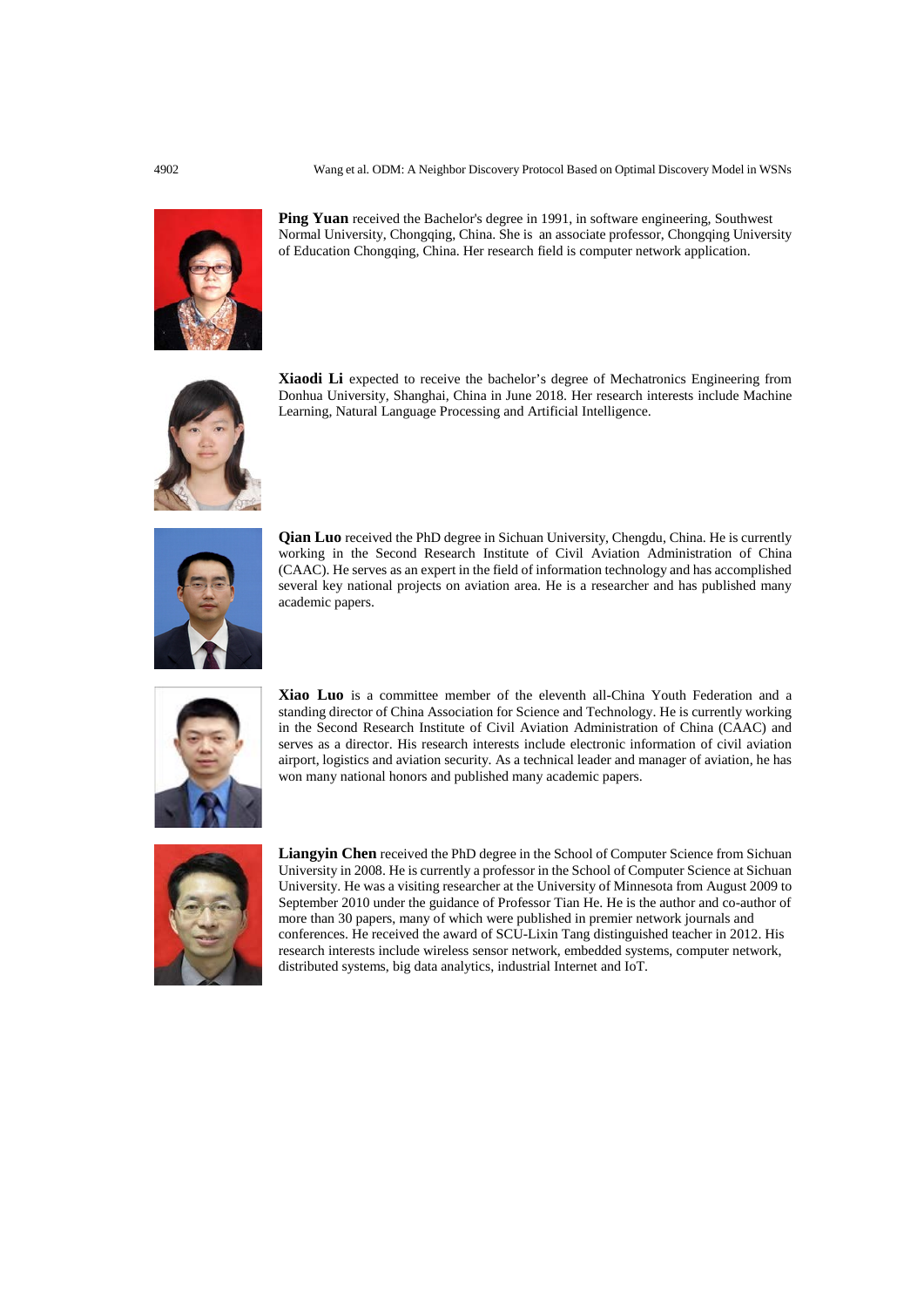**Ping Yuan** received the Bachelor's degree in 1991, in software engineering, Southwest Normal University, Chongqing, China. She is an associate professor, Chongqing University of Education Chongqing, China. Her research field is computer network application.

**Xiaodi Li** expected to receive the bachelor's degree of Mechatronics Engineering from Donhua University, Shanghai, China in June 2018. Her research interests include Machine Learning, Natural Language Processing and Artificial Intelligence.

**Qian Luo** received the PhD degree in Sichuan University, Chengdu, China. He is currently working in the Second Research Institute of Civil Aviation Administration of China (CAAC). He serves as an expert in the field of information technology and has accomplished several key national projects on aviation area. He is a researcher and has published many academic papers.

**Xiao Luo** is a committee member of the eleventh all-China Youth Federation and a standing director of China Association for Science and Technology. He is currently working in the Second Research Institute of Civil Aviation Administration of China (CAAC) and serves as a director. His research interests include electronic information of civil aviation airport, logistics and aviation security. As a technical leader and manager of aviation, he has won many national honors and published many academic papers.

**Liangyin Chen** received the PhD degree in the School of Computer Science from Sichuan University in 2008. He is currently a professor in the School of Computer Science at Sichuan University. He was a visiting researcher at the University of Minnesota from August 2009 to September 2010 under the guidance of Professor Tian He. He is the author and co-author of more than 30 papers, many of which were published in premier network journals and conferences. He received the award of SCU-Lixin Tang distinguished teacher in 2012. His research interests include wireless sensor network, embedded systems, computer network, distributed systems, big data analytics, industrial Internet and IoT.